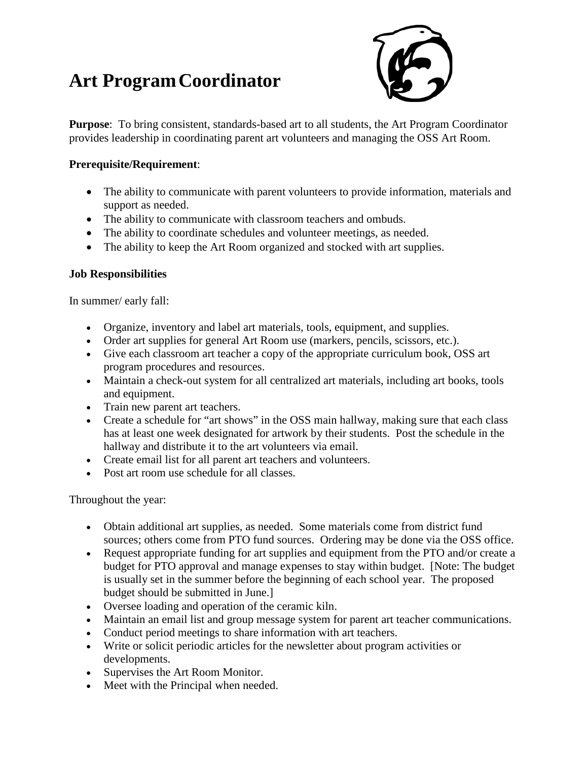# Art Program Coordinator

**Purpose**: To bring consistent, standards-based art to all students, the Art Program Coordinator provides leadership in coordinating parent art volunteers and managing the OSS Art Room.

**Prerequisite/Requirement**:

- The ability to communicate with parent volunteers to provide information, materials and support as needed.
- The ability to communicate with classroom teachers and ombuds.
- The ability to coordinate schedules and volunteer meetings, as needed.
- The ability to keep the Art Room organized and stocked with art supplies.

**Job Responsibilities**

In summer/ early fall:

- Organize, inventory and label art materials, tools, equipment, and supplies.
- Order art supplies for general Art Room use (markers, pencils, scissors, etc.).
- Give each classroom art teacher a copy of the appropriate curriculum book, OSS art program procedures and resources.
- Maintain a check-out system for all centralized art materials, including art books, tools and equipment.
- Train new parent art teachers.
- Create a schedule for "art shows" in the OSS main hallway, making sure that each class has at least one week designated for artwork by their students. Post the schedule in the hallway and distribute it to the art volunteers via email.
- Create email list for all parent art teachers and volunteers.
- Post art room use schedule for all classes.

Throughout the year:

- Obtain additional art supplies, as needed. Some materials come from district fund sources; others come from PTO fund sources. Ordering may be done via the OSS office.
- Request appropriate funding for art supplies and equipment from the PTO and/or create a budget for PTO approval and manage expenses to stay within budget. [Note: The budget is usually set in the summer before the beginning of each school year. The proposed budget should be submitted in June.]
- Oversee loading and operation of the ceramic kiln.
- Maintain an email list and group message system for parent art teacher communications.
- Conduct period meetings to share information with art teachers.
- Write or solicit periodic articles for the newsletter about program activities or developments.
- Supervises the Art Room Monitor.
- Meet with the Principal when needed.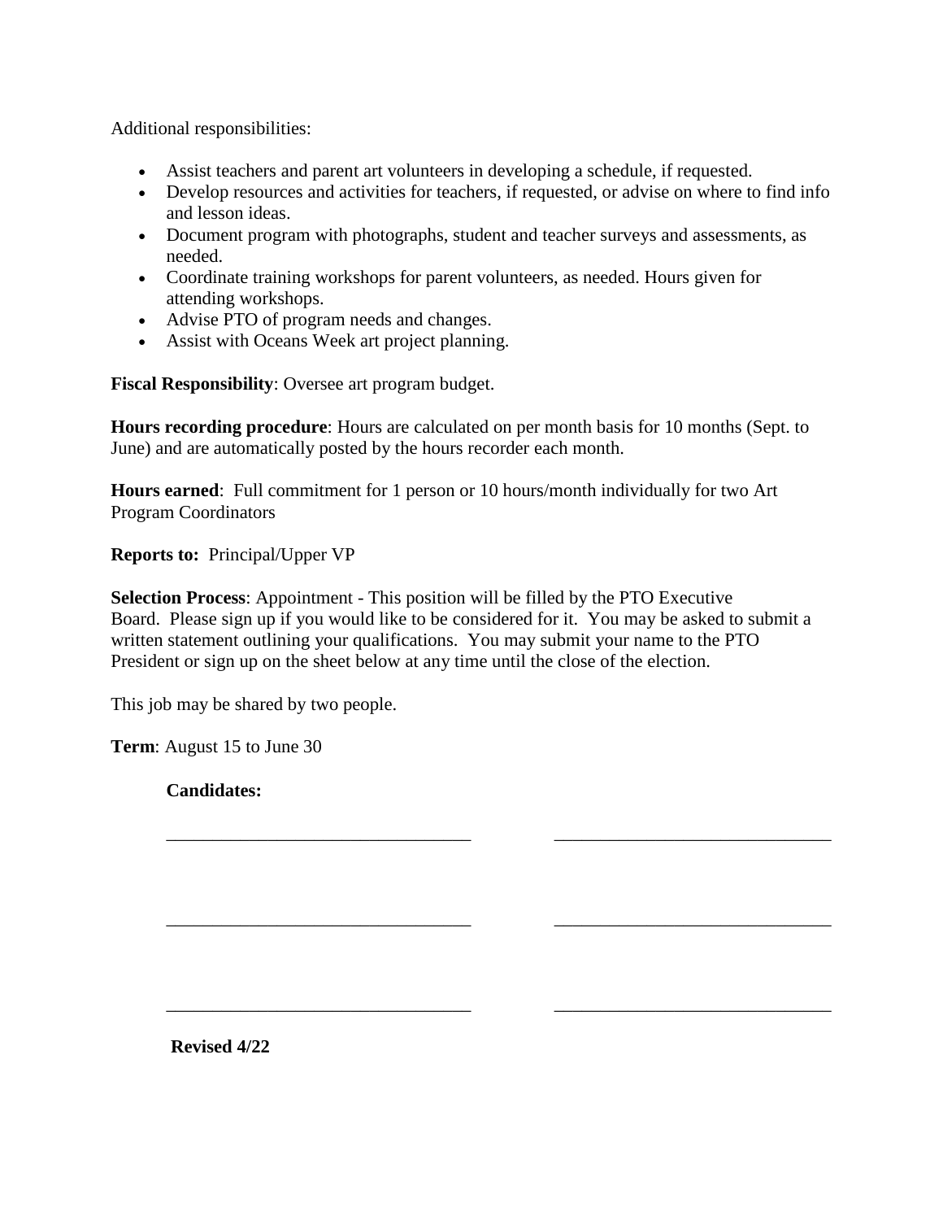Additional responsibilities:

- Assist teachers and parent art volunteers in developing a schedule, if requested.
- Develop resources and activities for teachers, if requested, or advise on where to find info and lesson ideas.
- Document program with photographs, student and teacher surveys and assessments, as needed.
- Coordinate training workshops for parent volunteers, as needed. Hours given for attending workshops.
- Advise PTO of program needs and changes.
- Assist with Oceans Week art project planning.

**Fiscal Responsibility**: Oversee art program budget.

**Hours recording procedure**: Hours are calculated on per month basis for 10 months (Sept. to June) and are automatically posted by the hours recorder each month.

**Hours earned**: Full commitment for 1 person or 10 hours/month individually for two Art Program Coordinators

**Reports to:** Principal/Upper VP

**Selection Process**: Appointment - This position will be filled by the PTO Executive Board. Please sign up if you would like to be considered for it. You may be asked to submit a written statement outlining your qualifications. You may submit your name to the PTO President or sign up on the sheet below at any time until the close of the election.

This job may be shared by two people.

**Term**: August 15 to June 30

**Candidates:**

_________________________________ _________________________________

_________________________________ _________________________________

_________________________________ _________________________________

**Revised 4/22**